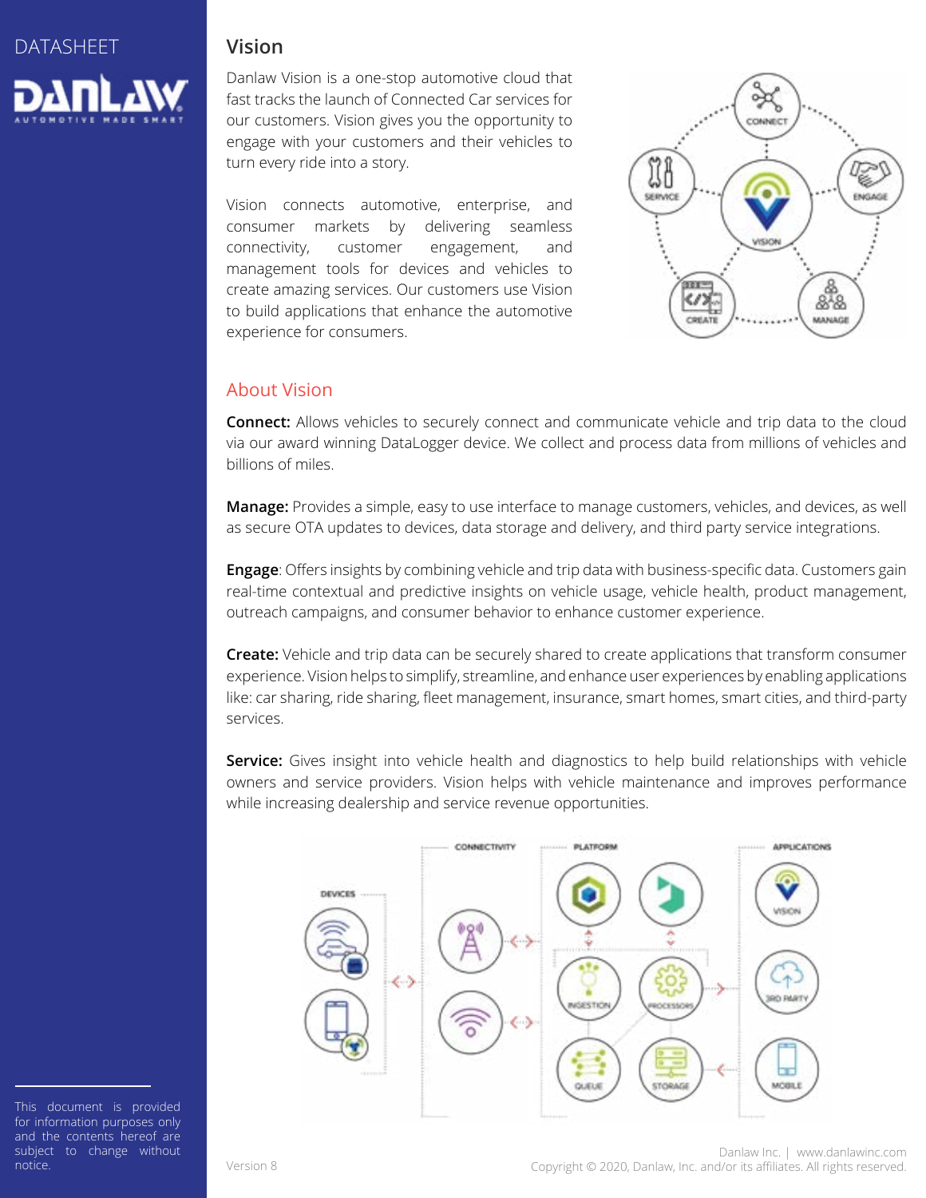DATASHEET

# Vision

Danlaw Vision is a one-stop automotive cloud that fast tracks the launch of Connected Car services for our customers. Vision gives you the opportunity to engage with your customers and their vehicles to turn every ride into a story.

Vision connects automotive, enterprise, and consumer markets by delivering seamless connectivity, customer engagement, and management tools for devices and vehicles to create amazing services. Our customers use Vision to build applications that enhance the automotive experience for consumers.

## About Vision

**Connect:** Allows vehicles to securely connect and communicate vehicle and trip data to the cloud via our award winning DataLogger device. We collect and process data from millions of vehicles and billions of miles.

**Manage:** Provides a simple, easy to use interface to manage customers, vehicles, and devices, as well as secure OTA updates to devices, data storage and delivery, and third party service integrations.

**Engage**: Offers insights by combining vehicle and trip data with business-specific data. Customers gain real-time contextual and predictive insights on vehicle usage, vehicle health, product management, outreach campaigns, and consumer behavior to enhance customer experience.

**Create:** Vehicle and trip data can be securely shared to create applications that transform consumer experience. Vision helps to simplify, streamline, and enhance user experiences by enabling applications like: car sharing, ride sharing, fleet management, insurance, smart homes, smart cities, and third-party services.

**Service:** Gives insight into vehicle health and diagnostics to help build relationships with vehicle owners and service providers. Vision helps with vehicle maintenance and improves performance while increasing dealership and service revenue opportunities.

This document is provided for information purposes only and the contents hereof are subject to change without notice.

Version 8

Danlaw Inc. | www.danlawinc.com
Copyright © 2020, Danlaw, Inc. and/or its affiliates. All rights reserved.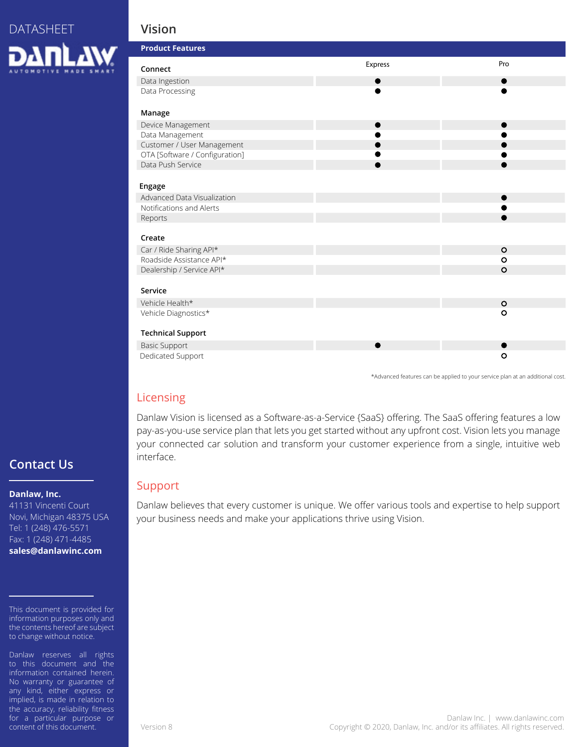DATASHEET

DANLAW
AUTOMOTIVE MADE SMART

# Vision

## Product Features

| | Express | Pro |
|---|---|---|
| **Connect** | | |
| Data Ingestion | ● | ● |
| Data Processing | ● | ● |
| **Manage** | | |
| Device Management | ● | ● |
| Data Management | ● | ● |
| Customer / User Management | ● | ● |
| OTA [Software / Configuration] | ● | ● |
| Data Push Service | ● | ● |
| **Engage** | | |
| Advanced Data Visualization | | ● |
| Notifications and Alerts | | ● |
| Reports | | ● |
| **Create** | | |
| Car / Ride Sharing API* | | ○ |
| Roadside Assistance API* | | ○ |
| Dealership / Service API* | | ○ |
| **Service** | | |
| Vehicle Health* | | ○ |
| Vehicle Diagnostics* | | ○ |
| **Technical Support** | | |
| Basic Support | ● | ● |
| Dedicated Support | | ○ |

*Advanced features can be applied to your service plan at an additional cost.

## Licensing

Danlaw Vision is licensed as a Software-as-a-Service {SaaS} offering. The SaaS offering features a low pay-as-you-use service plan that lets you get started without any upfront cost. Vision lets you manage your connected car solution and transform your customer experience from a single, intuitive web interface.

## Support

Danlaw believes that every customer is unique. We offer various tools and expertise to help support your business needs and make your applications thrive using Vision.

## Contact Us

**Danlaw, Inc.**
41131 Vincenti Court
Novi, Michigan 48375 USA
Tel: 1 (248) 476-5571
Fax: 1 (248) 471-4485
**sales@danlawinc.com**

This document is provided for information purposes only and the contents hereof are subject to change without notice.

Danlaw reserves all rights to this document and the information contained herein. No warranty or guarantee of any kind, either express or implied, is made in relation to the accuracy, reliability fitness for a particular purpose or content of this document.

Version 8

Danlaw Inc. | www.danlawinc.com
Copyright © 2020, Danlaw, Inc. and/or its affiliates. All rights reserved.